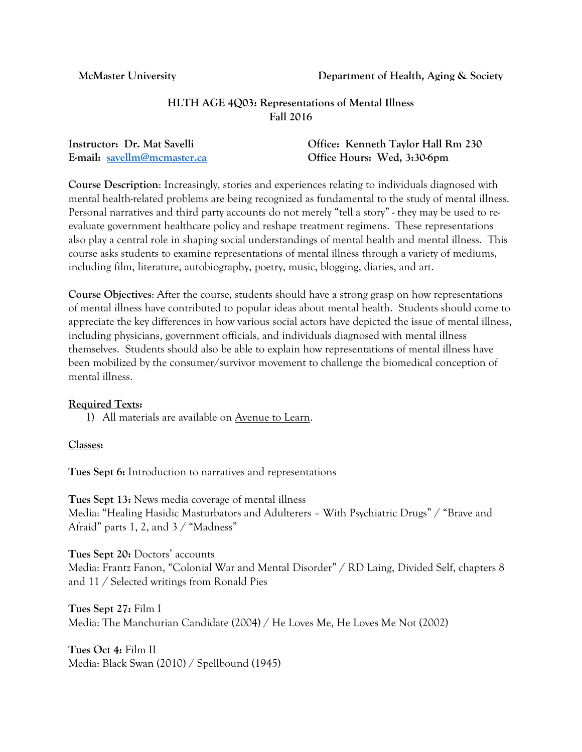**McMaster University** **Department of Health, Aging & Society**

# HLTH AGE 4Q03: Representations of Mental Illness
## Fall 2016

**Instructor: Dr. Mat Savelli**
**E-mail: savellm@mcmaster.ca**

**Office: Kenneth Taylor Hall Rm 230**
**Office Hours: Wed, 3:30-6pm**

**Course Description**: Increasingly, stories and experiences relating to individuals diagnosed with mental health-related problems are being recognized as fundamental to the study of mental illness. Personal narratives and third party accounts do not merely "tell a story" - they may be used to re-evaluate government healthcare policy and reshape treatment regimens. These representations also play a central role in shaping social understandings of mental health and mental illness. This course asks students to examine representations of mental illness through a variety of mediums, including film, literature, autobiography, poetry, music, blogging, diaries, and art.

**Course Objectives**: After the course, students should have a strong grasp on how representations of mental illness have contributed to popular ideas about mental health. Students should come to appreciate the key differences in how various social actors have depicted the issue of mental illness, including physicians, government officials, and individuals diagnosed with mental illness themselves. Students should also be able to explain how representations of mental illness have been mobilized by the consumer/survivor movement to challenge the biomedical conception of mental illness.

**Required Texts:**

1) All materials are available on Avenue to Learn.

**Classes:**

**Tues Sept 6:** Introduction to narratives and representations

**Tues Sept 13:** News media coverage of mental illness
Media: "Healing Hasidic Masturbators and Adulterers – With Psychiatric Drugs" / "Brave and Afraid" parts 1, 2, and 3 / "Madness"

**Tues Sept 20:** Doctors' accounts
Media: Frantz Fanon, "Colonial War and Mental Disorder" / RD Laing, Divided Self, chapters 8 and 11 / Selected writings from Ronald Pies

**Tues Sept 27:** Film I
Media: The Manchurian Candidate (2004) / He Loves Me, He Loves Me Not (2002)

**Tues Oct 4:** Film II
Media: Black Swan (2010) / Spellbound (1945)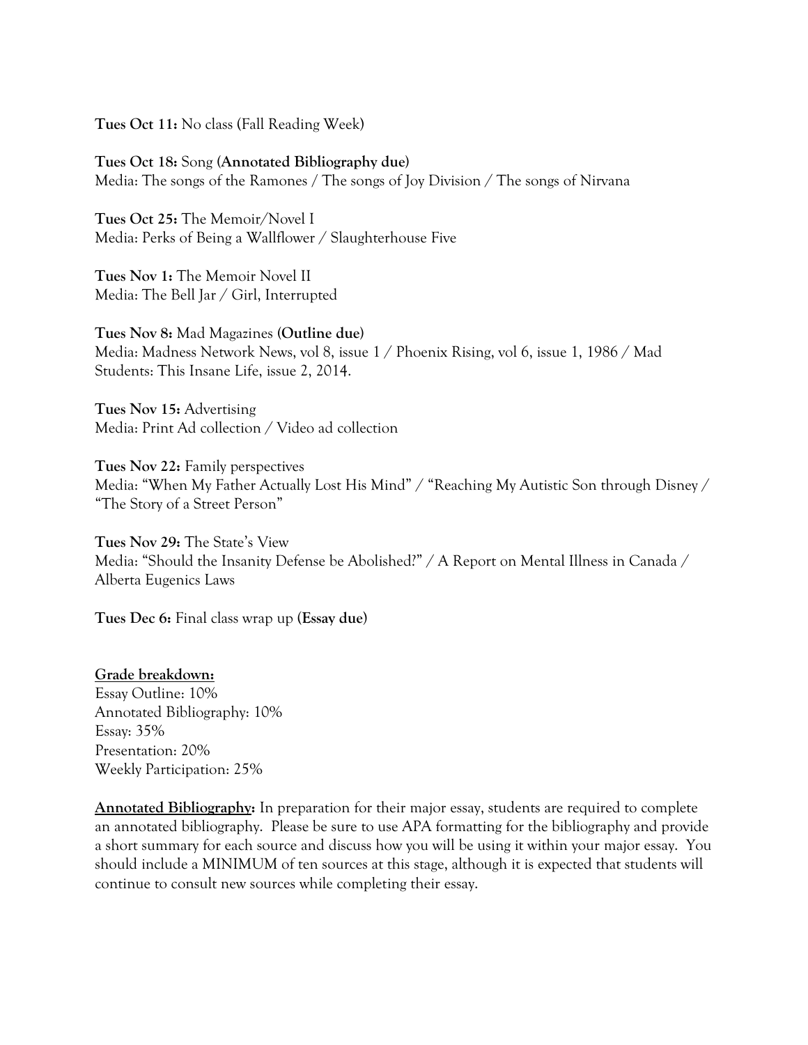**Tues Oct 11:** No class (Fall Reading Week)

**Tues Oct 18:** Song (**Annotated Bibliography due**)
Media: The songs of the Ramones / The songs of Joy Division / The songs of Nirvana

**Tues Oct 25:** The Memoir/Novel I
Media: Perks of Being a Wallflower / Slaughterhouse Five

**Tues Nov 1:** The Memoir Novel II
Media: The Bell Jar / Girl, Interrupted

**Tues Nov 8:** Mad Magazines (**Outline due**)
Media: Madness Network News, vol 8, issue 1 / Phoenix Rising, vol 6, issue 1, 1986 / Mad Students: This Insane Life, issue 2, 2014.

**Tues Nov 15:** Advertising
Media: Print Ad collection / Video ad collection

**Tues Nov 22:** Family perspectives
Media: "When My Father Actually Lost His Mind" / "Reaching My Autistic Son through Disney / "The Story of a Street Person"

**Tues Nov 29:** The State's View
Media: "Should the Insanity Defense be Abolished?" / A Report on Mental Illness in Canada / Alberta Eugenics Laws

**Tues Dec 6:** Final class wrap up (**Essay due**)

**Grade breakdown:**
Essay Outline: 10%
Annotated Bibliography: 10%
Essay: 35%
Presentation: 20%
Weekly Participation: 25%

**Annotated Bibliography:** In preparation for their major essay, students are required to complete an annotated bibliography. Please be sure to use APA formatting for the bibliography and provide a short summary for each source and discuss how you will be using it within your major essay. You should include a MINIMUM of ten sources at this stage, although it is expected that students will continue to consult new sources while completing their essay.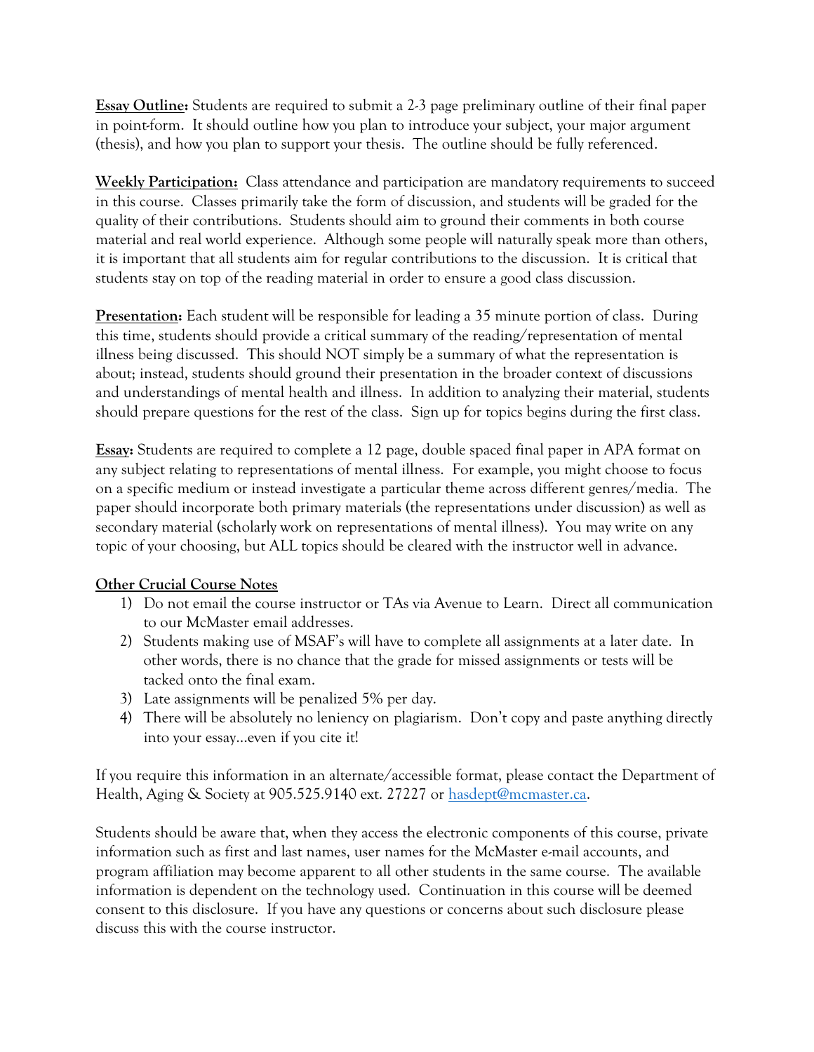**Essay Outline:** Students are required to submit a 2-3 page preliminary outline of their final paper in point-form. It should outline how you plan to introduce your subject, your major argument (thesis), and how you plan to support your thesis. The outline should be fully referenced.

**Weekly Participation:** Class attendance and participation are mandatory requirements to succeed in this course. Classes primarily take the form of discussion, and students will be graded for the quality of their contributions. Students should aim to ground their comments in both course material and real world experience. Although some people will naturally speak more than others, it is important that all students aim for regular contributions to the discussion. It is critical that students stay on top of the reading material in order to ensure a good class discussion.

**Presentation:** Each student will be responsible for leading a 35 minute portion of class. During this time, students should provide a critical summary of the reading/representation of mental illness being discussed. This should NOT simply be a summary of what the representation is about; instead, students should ground their presentation in the broader context of discussions and understandings of mental health and illness. In addition to analyzing their material, students should prepare questions for the rest of the class. Sign up for topics begins during the first class.

**Essay:** Students are required to complete a 12 page, double spaced final paper in APA format on any subject relating to representations of mental illness. For example, you might choose to focus on a specific medium or instead investigate a particular theme across different genres/media. The paper should incorporate both primary materials (the representations under discussion) as well as secondary material (scholarly work on representations of mental illness). You may write on any topic of your choosing, but ALL topics should be cleared with the instructor well in advance.

**Other Crucial Course Notes**

1) Do not email the course instructor or TAs via Avenue to Learn. Direct all communication to our McMaster email addresses.
2) Students making use of MSAF's will have to complete all assignments at a later date. In other words, there is no chance that the grade for missed assignments or tests will be tacked onto the final exam.
3) Late assignments will be penalized 5% per day.
4) There will be absolutely no leniency on plagiarism. Don't copy and paste anything directly into your essay…even if you cite it!

If you require this information in an alternate/accessible format, please contact the Department of Health, Aging & Society at 905.525.9140 ext. 27227 or hasdept@mcmaster.ca.

Students should be aware that, when they access the electronic components of this course, private information such as first and last names, user names for the McMaster e-mail accounts, and program affiliation may become apparent to all other students in the same course. The available information is dependent on the technology used. Continuation in this course will be deemed consent to this disclosure. If you have any questions or concerns about such disclosure please discuss this with the course instructor.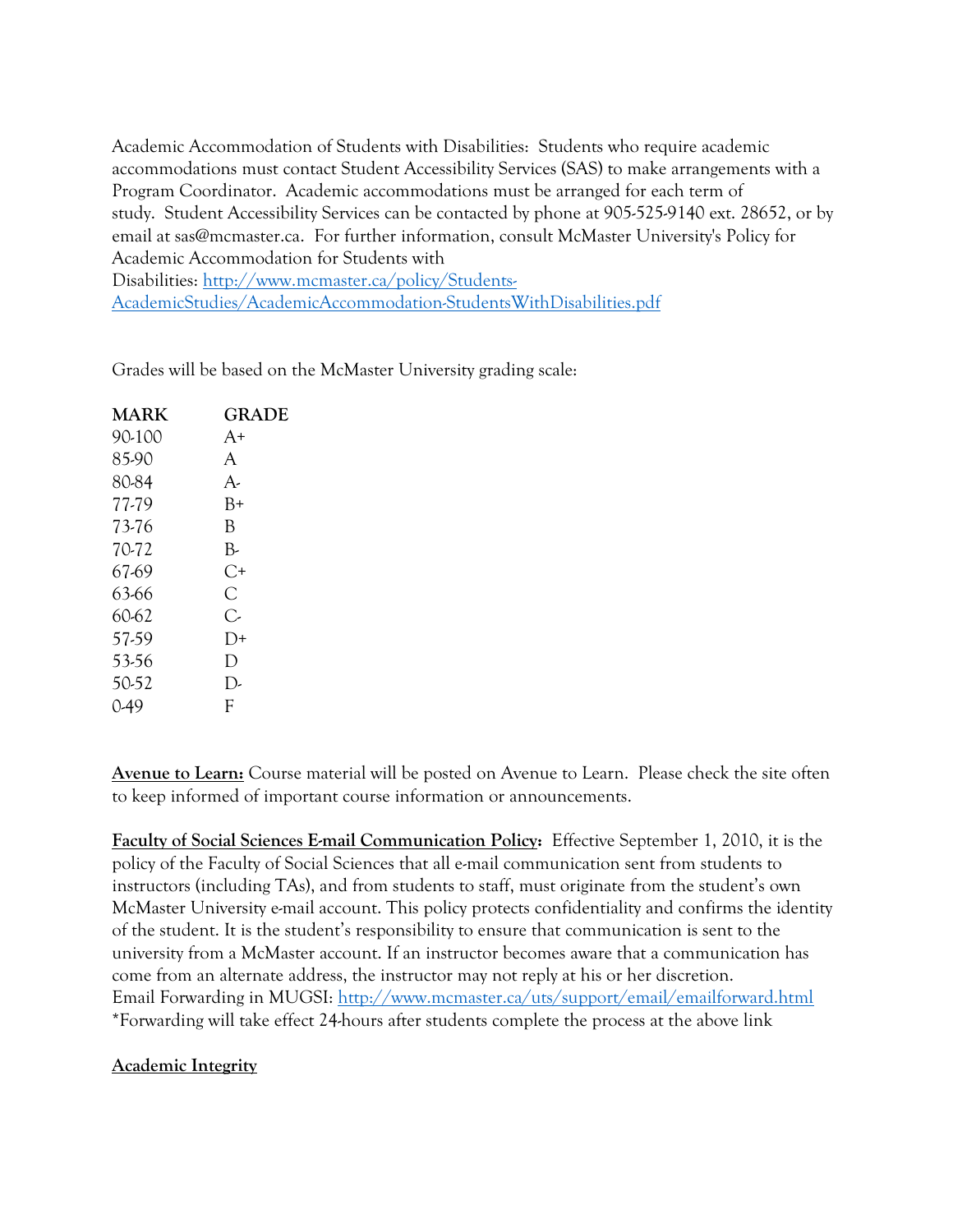Academic Accommodation of Students with Disabilities: Students who require academic accommodations must contact Student Accessibility Services (SAS) to make arrangements with a Program Coordinator. Academic accommodations must be arranged for each term of study. Student Accessibility Services can be contacted by phone at 905-525-9140 ext. 28652, or by email at sas@mcmaster.ca. For further information, consult McMaster University's Policy for Academic Accommodation for Students with Disabilities: [http://www.mcmaster.ca/policy/Students-AcademicStudies/AcademicAccommodation-StudentsWithDisabilities.pdf](http://www.mcmaster.ca/policy/Students-AcademicStudies/AcademicAccommodation-StudentsWithDisabilities.pdf)

Grades will be based on the McMaster University grading scale:

| MARK | GRADE |
|---|---|
| 90-100 | A+ |
| 85-90 | A |
| 80-84 | A- |
| 77-79 | B+ |
| 73-76 | B |
| 70-72 | B- |
| 67-69 | C+ |
| 63-66 | C |
| 60-62 | C- |
| 57-59 | D+ |
| 53-56 | D |
| 50-52 | D- |
| 0-49 | F |

**Avenue to Learn:** Course material will be posted on Avenue to Learn. Please check the site often to keep informed of important course information or announcements.

**Faculty of Social Sciences E-mail Communication Policy:** Effective September 1, 2010, it is the policy of the Faculty of Social Sciences that all e-mail communication sent from students to instructors (including TAs), and from students to staff, must originate from the student's own McMaster University e-mail account. This policy protects confidentiality and confirms the identity of the student. It is the student's responsibility to ensure that communication is sent to the university from a McMaster account. If an instructor becomes aware that a communication has come from an alternate address, the instructor may not reply at his or her discretion.
Email Forwarding in MUGSI: [http://www.mcmaster.ca/uts/support/email/emailforward.html](http://www.mcmaster.ca/uts/support/email/emailforward.html)
*Forwarding will take effect 24-hours after students complete the process at the above link

**Academic Integrity**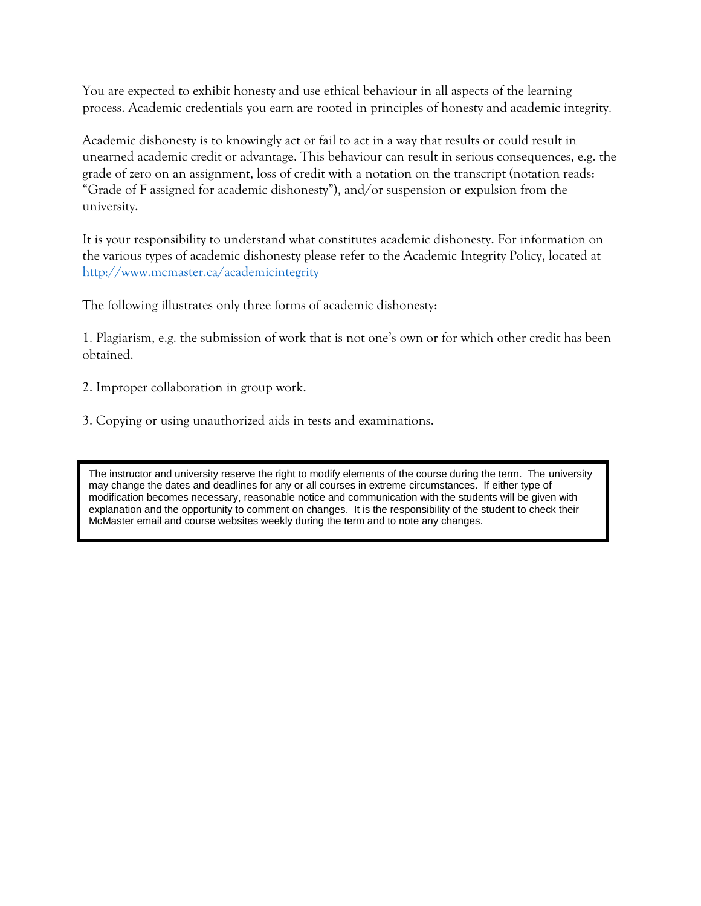You are expected to exhibit honesty and use ethical behaviour in all aspects of the learning process. Academic credentials you earn are rooted in principles of honesty and academic integrity.

Academic dishonesty is to knowingly act or fail to act in a way that results or could result in unearned academic credit or advantage. This behaviour can result in serious consequences, e.g. the grade of zero on an assignment, loss of credit with a notation on the transcript (notation reads: "Grade of F assigned for academic dishonesty"), and/or suspension or expulsion from the university.

It is your responsibility to understand what constitutes academic dishonesty. For information on the various types of academic dishonesty please refer to the Academic Integrity Policy, located at [http://www.mcmaster.ca/academicintegrity](http://www.mcmaster.ca/academicintegrity)

The following illustrates only three forms of academic dishonesty:

1. Plagiarism, e.g. the submission of work that is not one's own or for which other credit has been obtained.

2. Improper collaboration in group work.

3. Copying or using unauthorized aids in tests and examinations.

> The instructor and university reserve the right to modify elements of the course during the term. The university may change the dates and deadlines for any or all courses in extreme circumstances. If either type of modification becomes necessary, reasonable notice and communication with the students will be given with explanation and the opportunity to comment on changes. It is the responsibility of the student to check their McMaster email and course websites weekly during the term and to note any changes.